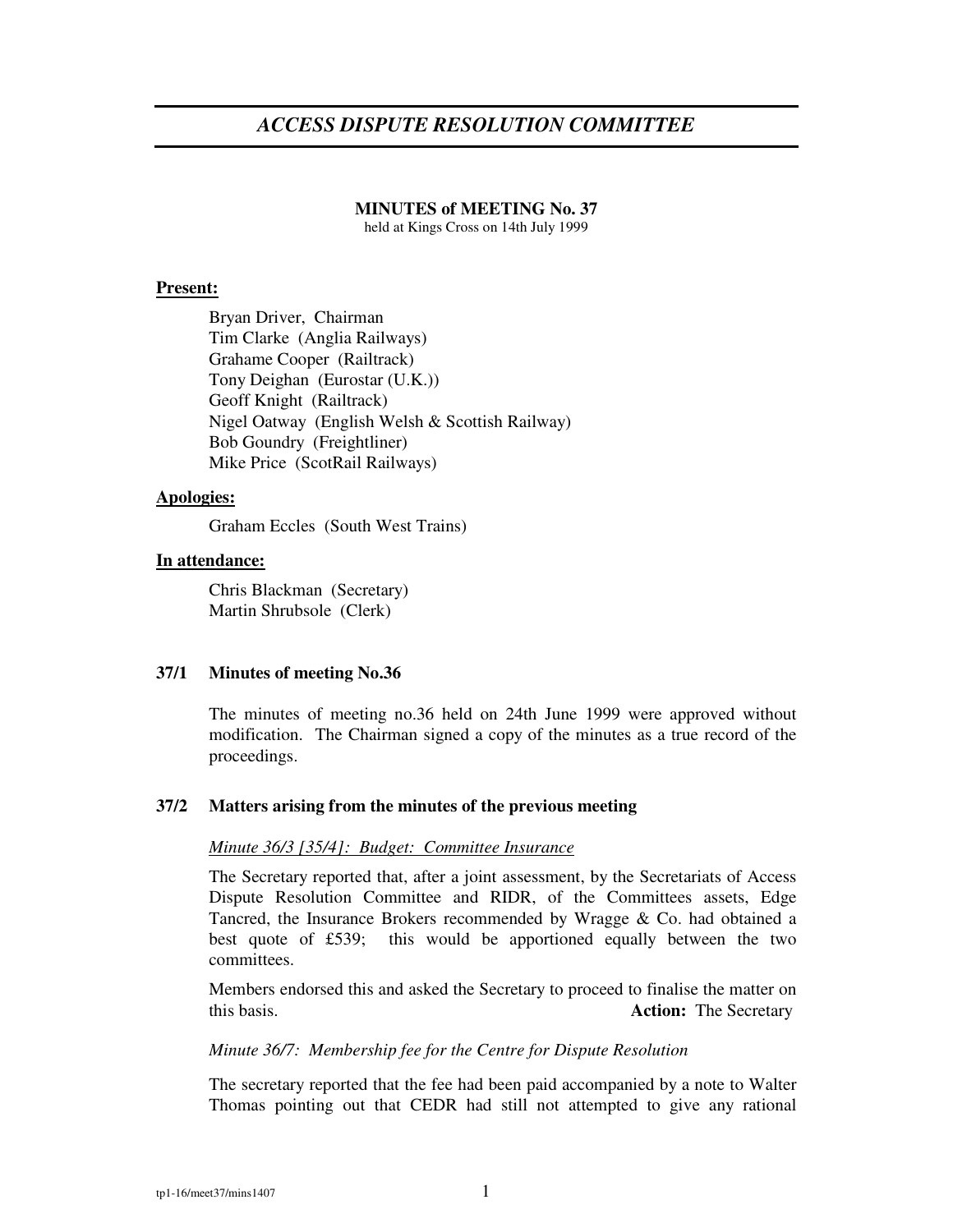# *ACCESS DISPUTE RESOLUTION COMMITTEE*

**MINUTES of MEETING No. 37**
held at Kings Cross on 14th July 1999

**Present:**

Bryan Driver, Chairman
Tim Clarke (Anglia Railways)
Grahame Cooper (Railtrack)
Tony Deighan (Eurostar (U.K.))
Geoff Knight (Railtrack)
Nigel Oatway (English Welsh & Scottish Railway)
Bob Goundry (Freightliner)
Mike Price (ScotRail Railways)

**Apologies:**

Graham Eccles (South West Trains)

**In attendance:**

Chris Blackman (Secretary)
Martin Shrubsole (Clerk)

## 37/1 Minutes of meeting No.36

The minutes of meeting no.36 held on 24th June 1999 were approved without modification. The Chairman signed a copy of the minutes as a true record of the proceedings.

## 37/2 Matters arising from the minutes of the previous meeting

*Minute 36/3 [35/4]: Budget: Committee Insurance*

The Secretary reported that, after a joint assessment, by the Secretariats of Access Dispute Resolution Committee and RIDR, of the Committees assets, Edge Tancred, the Insurance Brokers recommended by Wragge & Co. had obtained a best quote of £539; this would be apportioned equally between the two committees.

Members endorsed this and asked the Secretary to proceed to finalise the matter on this basis. **Action:** The Secretary

*Minute 36/7: Membership fee for the Centre for Dispute Resolution*

The secretary reported that the fee had been paid accompanied by a note to Walter Thomas pointing out that CEDR had still not attempted to give any rational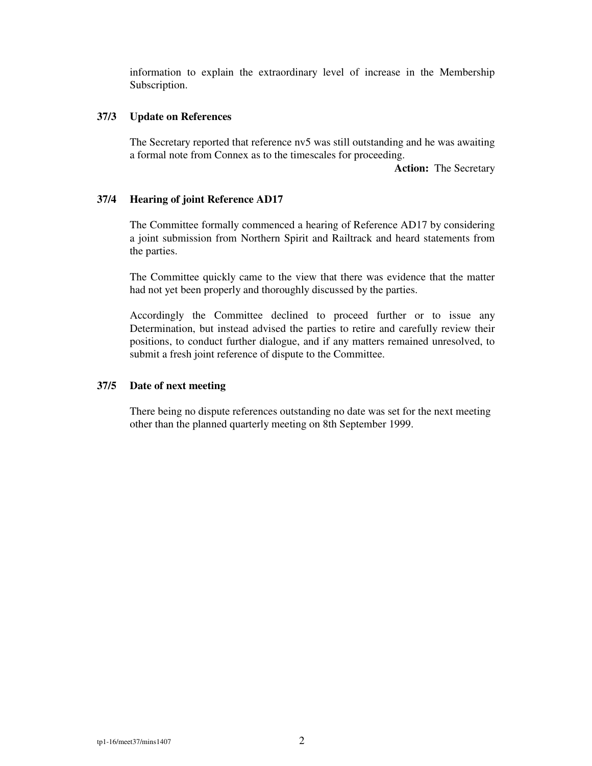information to explain the extraordinary level of increase in the Membership Subscription.

**37/3 Update on References**

The Secretary reported that reference nv5 was still outstanding and he was awaiting a formal note from Connex as to the timescales for proceeding.

**Action:** The Secretary

**37/4 Hearing of joint Reference AD17**

The Committee formally commenced a hearing of Reference AD17 by considering a joint submission from Northern Spirit and Railtrack and heard statements from the parties.

The Committee quickly came to the view that there was evidence that the matter had not yet been properly and thoroughly discussed by the parties.

Accordingly the Committee declined to proceed further or to issue any Determination, but instead advised the parties to retire and carefully review their positions, to conduct further dialogue, and if any matters remained unresolved, to submit a fresh joint reference of dispute to the Committee.

**37/5 Date of next meeting**

There being no dispute references outstanding no date was set for the next meeting other than the planned quarterly meeting on 8th September 1999.

tp1-16/meet37/mins1407